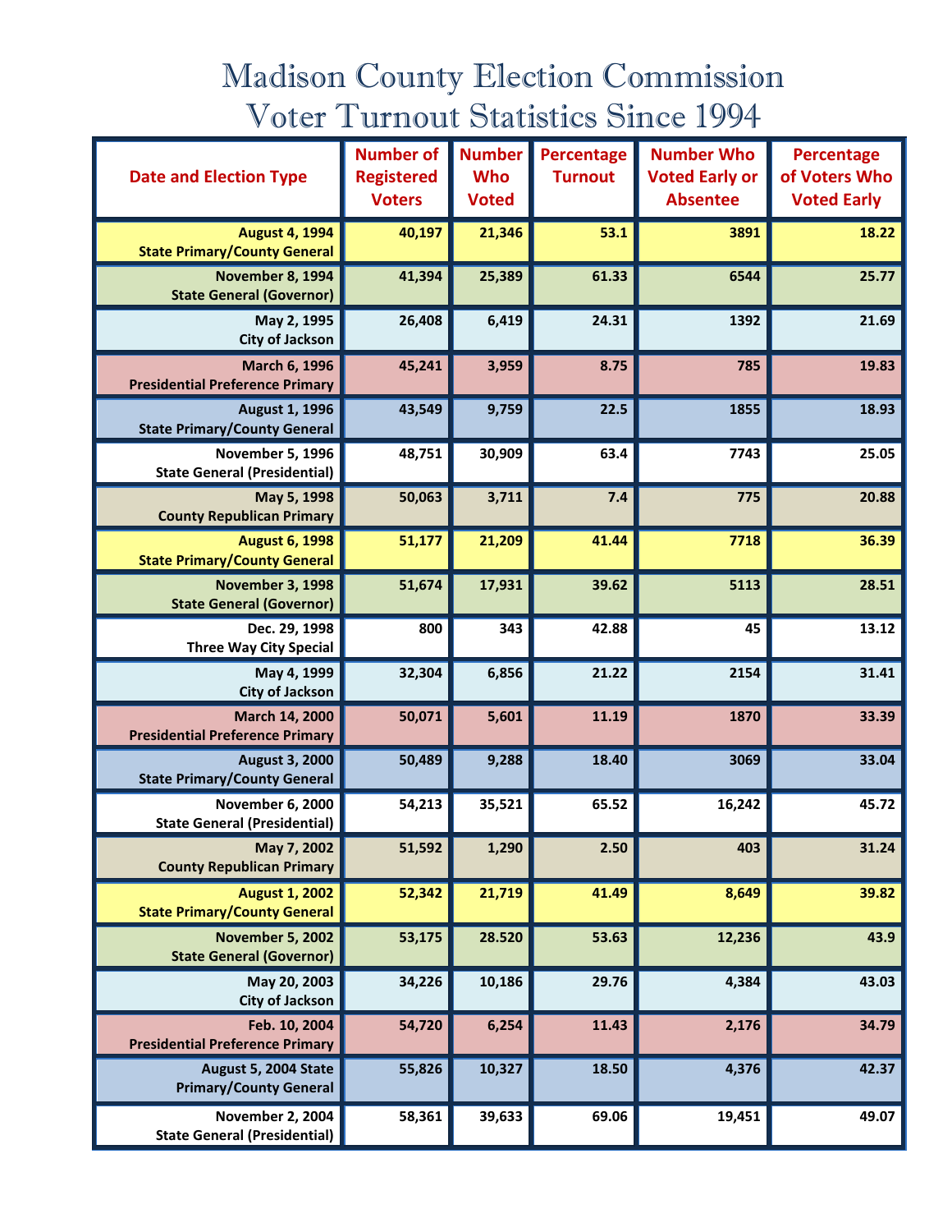# Madison County Election Commission
# Voter Turnout Statistics Since 1994

| Date and Election Type | Number of Registered Voters | Number Who Voted | Percentage Turnout | Number Who Voted Early or Absentee | Percentage of Voters Who Voted Early |
|---|---|---|---|---|---|
| August 4, 1994 State Primary/County General | 40,197 | 21,346 | 53.1 | 3891 | 18.22 |
| November 8, 1994 State General (Governor) | 41,394 | 25,389 | 61.33 | 6544 | 25.77 |
| May 2, 1995 City of Jackson | 26,408 | 6,419 | 24.31 | 1392 | 21.69 |
| March 6, 1996 Presidential Preference Primary | 45,241 | 3,959 | 8.75 | 785 | 19.83 |
| August 1, 1996 State Primary/County General | 43,549 | 9,759 | 22.5 | 1855 | 18.93 |
| November 5, 1996 State General (Presidential) | 48,751 | 30,909 | 63.4 | 7743 | 25.05 |
| May 5, 1998 County Republican Primary | 50,063 | 3,711 | 7.4 | 775 | 20.88 |
| August 6, 1998 State Primary/County General | 51,177 | 21,209 | 41.44 | 7718 | 36.39 |
| November 3, 1998 State General (Governor) | 51,674 | 17,931 | 39.62 | 5113 | 28.51 |
| Dec. 29, 1998 Three Way City Special | 800 | 343 | 42.88 | 45 | 13.12 |
| May 4, 1999 City of Jackson | 32,304 | 6,856 | 21.22 | 2154 | 31.41 |
| March 14, 2000 Presidential Preference Primary | 50,071 | 5,601 | 11.19 | 1870 | 33.39 |
| August 3, 2000 State Primary/County General | 50,489 | 9,288 | 18.40 | 3069 | 33.04 |
| November 6, 2000 State General (Presidential) | 54,213 | 35,521 | 65.52 | 16,242 | 45.72 |
| May 7, 2002 County Republican Primary | 51,592 | 1,290 | 2.50 | 403 | 31.24 |
| August 1, 2002 State Primary/County General | 52,342 | 21,719 | 41.49 | 8,649 | 39.82 |
| November 5, 2002 State General (Governor) | 53,175 | 28.520 | 53.63 | 12,236 | 43.9 |
| May 20, 2003 City of Jackson | 34,226 | 10,186 | 29.76 | 4,384 | 43.03 |
| Feb. 10, 2004 Presidential Preference Primary | 54,720 | 6,254 | 11.43 | 2,176 | 34.79 |
| August 5, 2004 State Primary/County General | 55,826 | 10,327 | 18.50 | 4,376 | 42.37 |
| November 2, 2004 State General (Presidential) | 58,361 | 39,633 | 69.06 | 19,451 | 49.07 |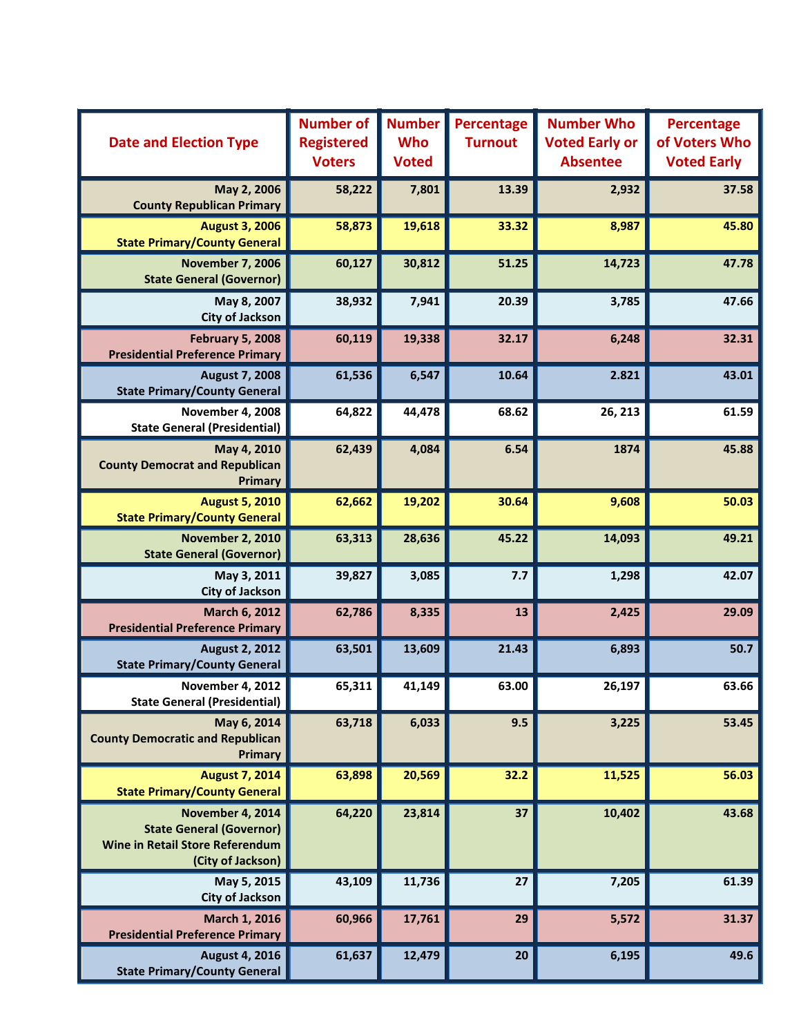| Date and Election Type | Number of Registered Voters | Number Who Voted | Percentage Turnout | Number Who Voted Early or Absentee | Percentage of Voters Who Voted Early |
|---|---|---|---|---|---|
| May 2, 2006<br>County Republican Primary | 58,222 | 7,801 | 13.39 | 2,932 | 37.58 |
| August 3, 2006<br>State Primary/County General | 58,873 | 19,618 | 33.32 | 8,987 | 45.80 |
| November 7, 2006<br>State General (Governor) | 60,127 | 30,812 | 51.25 | 14,723 | 47.78 |
| May 8, 2007<br>City of Jackson | 38,932 | 7,941 | 20.39 | 3,785 | 47.66 |
| February 5, 2008<br>Presidential Preference Primary | 60,119 | 19,338 | 32.17 | 6,248 | 32.31 |
| August 7, 2008<br>State Primary/County General | 61,536 | 6,547 | 10.64 | 2.821 | 43.01 |
| November 4, 2008<br>State General (Presidential) | 64,822 | 44,478 | 68.62 | 26, 213 | 61.59 |
| May 4, 2010<br>County Democrat and Republican Primary | 62,439 | 4,084 | 6.54 | 1874 | 45.88 |
| August 5, 2010<br>State Primary/County General | 62,662 | 19,202 | 30.64 | 9,608 | 50.03 |
| November 2, 2010<br>State General (Governor) | 63,313 | 28,636 | 45.22 | 14,093 | 49.21 |
| May 3, 2011<br>City of Jackson | 39,827 | 3,085 | 7.7 | 1,298 | 42.07 |
| March 6, 2012<br>Presidential Preference Primary | 62,786 | 8,335 | 13 | 2,425 | 29.09 |
| August 2, 2012<br>State Primary/County General | 63,501 | 13,609 | 21.43 | 6,893 | 50.7 |
| November 4, 2012<br>State General (Presidential) | 65,311 | 41,149 | 63.00 | 26,197 | 63.66 |
| May 6, 2014<br>County Democratic and Republican Primary | 63,718 | 6,033 | 9.5 | 3,225 | 53.45 |
| August 7, 2014<br>State Primary/County General | 63,898 | 20,569 | 32.2 | 11,525 | 56.03 |
| November 4, 2014<br>State General (Governor)<br>Wine in Retail Store Referendum (City of Jackson) | 64,220 | 23,814 | 37 | 10,402 | 43.68 |
| May 5, 2015<br>City of Jackson | 43,109 | 11,736 | 27 | 7,205 | 61.39 |
| March 1, 2016<br>Presidential Preference Primary | 60,966 | 17,761 | 29 | 5,572 | 31.37 |
| August 4, 2016<br>State Primary/County General | 61,637 | 12,479 | 20 | 6,195 | 49.6 |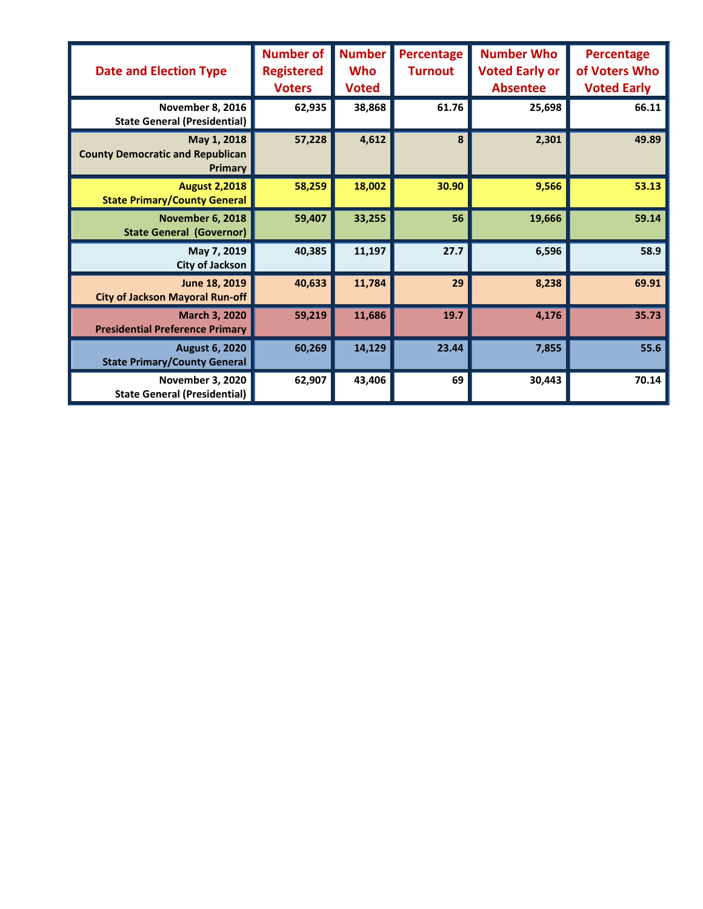| Date and Election Type | Number of Registered Voters | Number Who Voted | Percentage Turnout | Number Who Voted Early or Absentee | Percentage of Voters Who Voted Early |
|---|---|---|---|---|---|
| November 8, 2016 State General (Presidential) | 62,935 | 38,868 | 61.76 | 25,698 | 66.11 |
| May 1, 2018 County Democratic and Republican Primary | 57,228 | 4,612 | 8 | 2,301 | 49.89 |
| August 2,2018 State Primary/County General | 58,259 | 18,002 | 30.90 | 9,566 | 53.13 |
| November 6, 2018 State General (Governor) | 59,407 | 33,255 | 56 | 19,666 | 59.14 |
| May 7, 2019 City of Jackson | 40,385 | 11,197 | 27.7 | 6,596 | 58.9 |
| June 18, 2019 City of Jackson Mayoral Run-off | 40,633 | 11,784 | 29 | 8,238 | 69.91 |
| March 3, 2020 Presidential Preference Primary | 59,219 | 11,686 | 19.7 | 4,176 | 35.73 |
| August 6, 2020 State Primary/County General | 60,269 | 14,129 | 23.44 | 7,855 | 55.6 |
| November 3, 2020 State General (Presidential) | 62,907 | 43,406 | 69 | 30,443 | 70.14 |